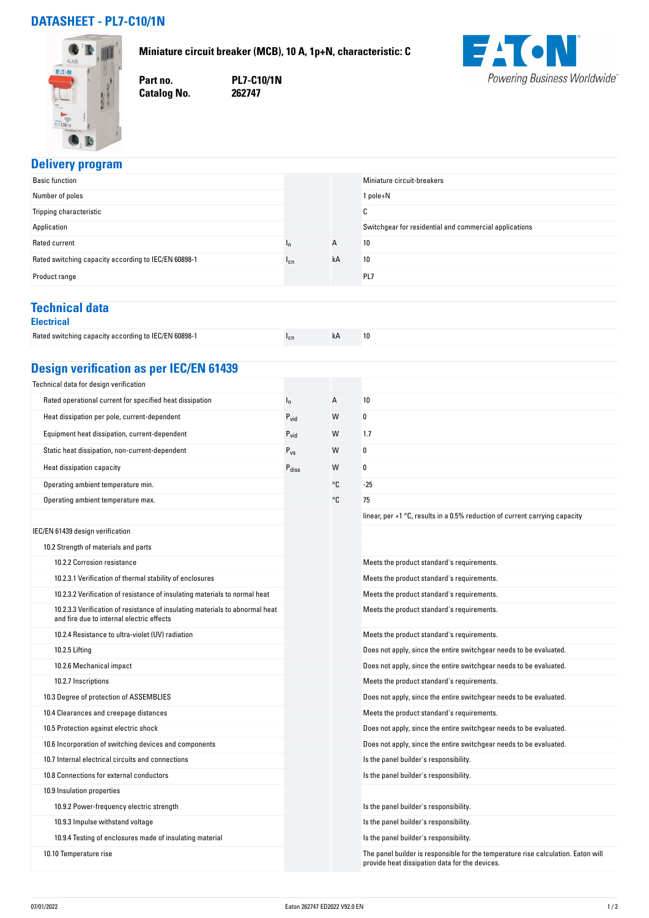# DATASHEET - PL7-C10/1N

**Miniature circuit breaker (MCB), 10 A, 1p+N, characteristic: C**

| | |
|---|---|
| **Part no.** | **PL7-C10/1N** |
| **Catalog No.** | **262747** |

Powering Business Worldwide

## Delivery program

| | | | |
|---|---|---|---|
| Basic function | | | Miniature circuit-breakers |
| Number of poles | | | 1 pole+N |
| Tripping characteristic | | | C |
| Application | | | Switchgear for residential and commercial applications |
| Rated current | $I_n$ | A | 10 |
| Rated switching capacity according to IEC/EN 60898-1 | $I_{cn}$ | kA | 10 |
| Product range | | | PL7 |

## Technical data

### Electrical

| | | | |
|---|---|---|---|
| Rated switching capacity according to IEC/EN 60898-1 | $I_{cn}$ | kA | 10 |

## Design verification as per IEC/EN 61439

| | | | |
|---|---|---|---|
| Technical data for design verification | | | |
| Rated operational current for specified heat dissipation | $I_n$ | A | 10 |
| Heat dissipation per pole, current-dependent | $P_{vid}$ | W | 0 |
| Equipment heat dissipation, current-dependent | $P_{vid}$ | W | 1.7 |
| Static heat dissipation, non-current-dependent | $P_{vs}$ | W | 0 |
| Heat dissipation capacity | $P_{diss}$ | W | 0 |
| Operating ambient temperature min. | | °C | -25 |
| Operating ambient temperature max. | | °C | 75 |
| | | | linear, per +1 °C, results in a 0.5% reduction of current carrying capacity |
| IEC/EN 61439 design verification | | | |
| 10.2 Strength of materials and parts | | | |
| 10.2.2 Corrosion resistance | | | Meets the product standard's requirements. |
| 10.2.3.1 Verification of thermal stability of enclosures | | | Meets the product standard's requirements. |
| 10.2.3.2 Verification of resistance of insulating materials to normal heat | | | Meets the product standard's requirements. |
| 10.2.3.3 Verification of resistance of insulating materials to abnormal heat and fire due to internal electric effects | | | Meets the product standard's requirements. |
| 10.2.4 Resistance to ultra-violet (UV) radiation | | | Meets the product standard's requirements. |
| 10.2.5 Lifting | | | Does not apply, since the entire switchgear needs to be evaluated. |
| 10.2.6 Mechanical impact | | | Does not apply, since the entire switchgear needs to be evaluated. |
| 10.2.7 Inscriptions | | | Meets the product standard's requirements. |
| 10.3 Degree of protection of ASSEMBLIES | | | Does not apply, since the entire switchgear needs to be evaluated. |
| 10.4 Clearances and creepage distances | | | Meets the product standard's requirements. |
| 10.5 Protection against electric shock | | | Does not apply, since the entire switchgear needs to be evaluated. |
| 10.6 Incorporation of switching devices and components | | | Does not apply, since the entire switchgear needs to be evaluated. |
| 10.7 Internal electrical circuits and connections | | | Is the panel builder's responsibility. |
| 10.8 Connections for external conductors | | | Is the panel builder's responsibility. |
| 10.9 Insulation properties | | | |
| 10.9.2 Power-frequency electric strength | | | Is the panel builder's responsibility. |
| 10.9.3 Impulse withstand voltage | | | Is the panel builder's responsibility. |
| 10.9.4 Testing of enclosures made of insulating material | | | Is the panel builder's responsibility. |
| 10.10 Temperature rise | | | The panel builder is responsible for the temperature rise calculation. Eaton will provide heat dissipation data for the devices. |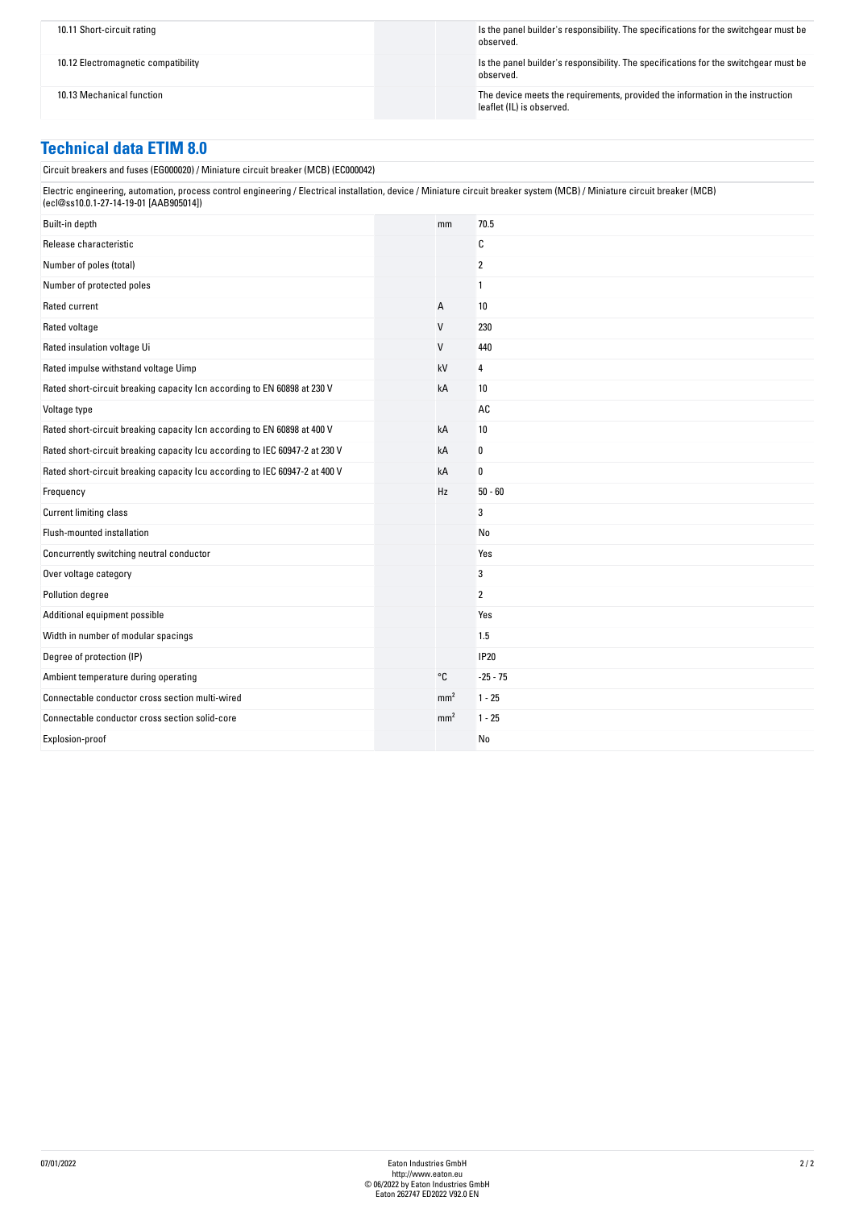| | | | |
|---|---|---|---|
| 10.11 Short-circuit rating | | | Is the panel builder's responsibility. The specifications for the switchgear must be observed. |
| 10.12 Electromagnetic compatibility | | | Is the panel builder's responsibility. The specifications for the switchgear must be observed. |
| 10.13 Mechanical function | | | The device meets the requirements, provided the information in the instruction leaflet (IL) is observed. |

## Technical data ETIM 8.0

Circuit breakers and fuses (EG000020) / Miniature circuit breaker (MCB) (EC000042)

Electric engineering, automation, process control engineering / Electrical installation, device / Miniature circuit breaker system (MCB) / Miniature circuit breaker (MCB) (ecl@ss10.0.1-27-14-19-01 [AAB905014])

| | | | |
|---|---|---|---|
| Built-in depth | | mm | 70.5 |
| Release characteristic | | | C |
| Number of poles (total) | | | 2 |
| Number of protected poles | | | 1 |
| Rated current | | A | 10 |
| Rated voltage | | V | 230 |
| Rated insulation voltage Ui | | V | 440 |
| Rated impulse withstand voltage Uimp | | kV | 4 |
| Rated short-circuit breaking capacity Icn according to EN 60898 at 230 V | | kA | 10 |
| Voltage type | | | AC |
| Rated short-circuit breaking capacity Icn according to EN 60898 at 400 V | | kA | 10 |
| Rated short-circuit breaking capacity Icu according to IEC 60947-2 at 230 V | | kA | 0 |
| Rated short-circuit breaking capacity Icu according to IEC 60947-2 at 400 V | | kA | 0 |
| Frequency | | Hz | 50 - 60 |
| Current limiting class | | | 3 |
| Flush-mounted installation | | | No |
| Concurrently switching neutral conductor | | | Yes |
| Over voltage category | | | 3 |
| Pollution degree | | | 2 |
| Additional equipment possible | | | Yes |
| Width in number of modular spacings | | | 1.5 |
| Degree of protection (IP) | | | IP20 |
| Ambient temperature during operating | | °C | -25 - 75 |
| Connectable conductor cross section multi-wired | | $mm^2$ | 1 - 25 |
| Connectable conductor cross section solid-core | | $mm^2$ | 1 - 25 |
| Explosion-proof | | | No |

07/01/2022

Eaton Industries GmbH
http://www.eaton.eu
© 06/2022 by Eaton Industries GmbH
Eaton 262747 ED2022 V92.0 EN